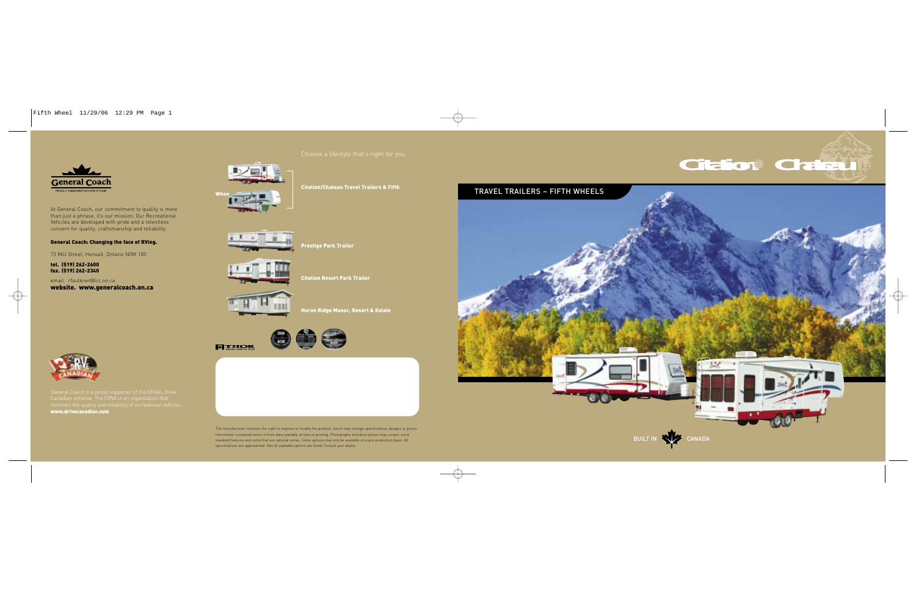General Coach

At General Coach, our commitment to quality is more than just a phrase, it's our mission. Our Recreational Vehicles are developed with pride and a relentless concern for quality, craftsmanship and reliability.

**General Coach: Changing the face of RVing.**

73 Mill Street, Hensall, Ontario N0M 1X0

**tel. (519) 262-2600**
**fax. (519) 262-2340**

email: rfaulkner@tcc.on.ca
**website. www.generalcoach.on.ca**

General Coach is a proud supporter of the CRVA's Drive Canadian initiative. The CRVA is an organization that monitors the quality and reliability of recreational vehicles.
**www.drivecanadian.com**

Choose a lifestyle that's right for you

**Citation/Chateau Travel Trailers & Fifth Wheel**

**Prestige Park Trailer**

**Citation Resort Park Trailer**

**Huron Ridge Manor, Resort & Estate**

The manufacturer reserves the right to improve or modify the product, which may change specifications, designs or prices. Information contained herein is from data available at time of printing. Photographs and descriptions may contain some standard features and some that are optional extras. Some options may only be available on a pre-production basis. All specifications are approximate. Not all available options are listed. Consult your dealer.

# Citation Chateau

## TRAVEL TRAILERS ~ FIFTH WHEELS

BUILT IN CANADA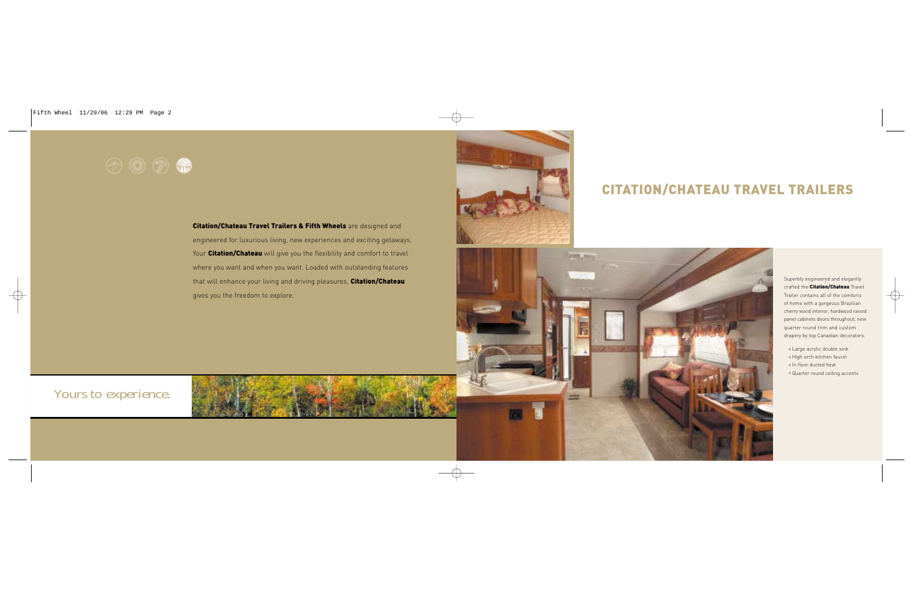**Citation/Chateau Travel Trailers & Fifth Wheels** are designed and engineered for luxurious living, new experiences and exciting getaways. Your **Citation/Chateau** will give you the flexibility and comfort to travel where you want and when you want. Loaded with outstanding features that will enhance your living and driving pleasures, **Citation/Chateau** gives you the freedom to explore.

Yours to experience.

# CITATION/CHATEAU TRAVEL TRAILERS

Superbly engineered and elegantly crafted the **Citation/Chateau** Travel Trailer contains all of the comforts of home with a gorgeous Brazilian cherry wood interior, hardwood raised panel cabinets doors throughout, new quarter round trim and custom drapery by top Canadian decorators.

- Large acrylic double sink
- High arch kitchen faucet
- In floor ducted heat
- Quarter round ceiling accents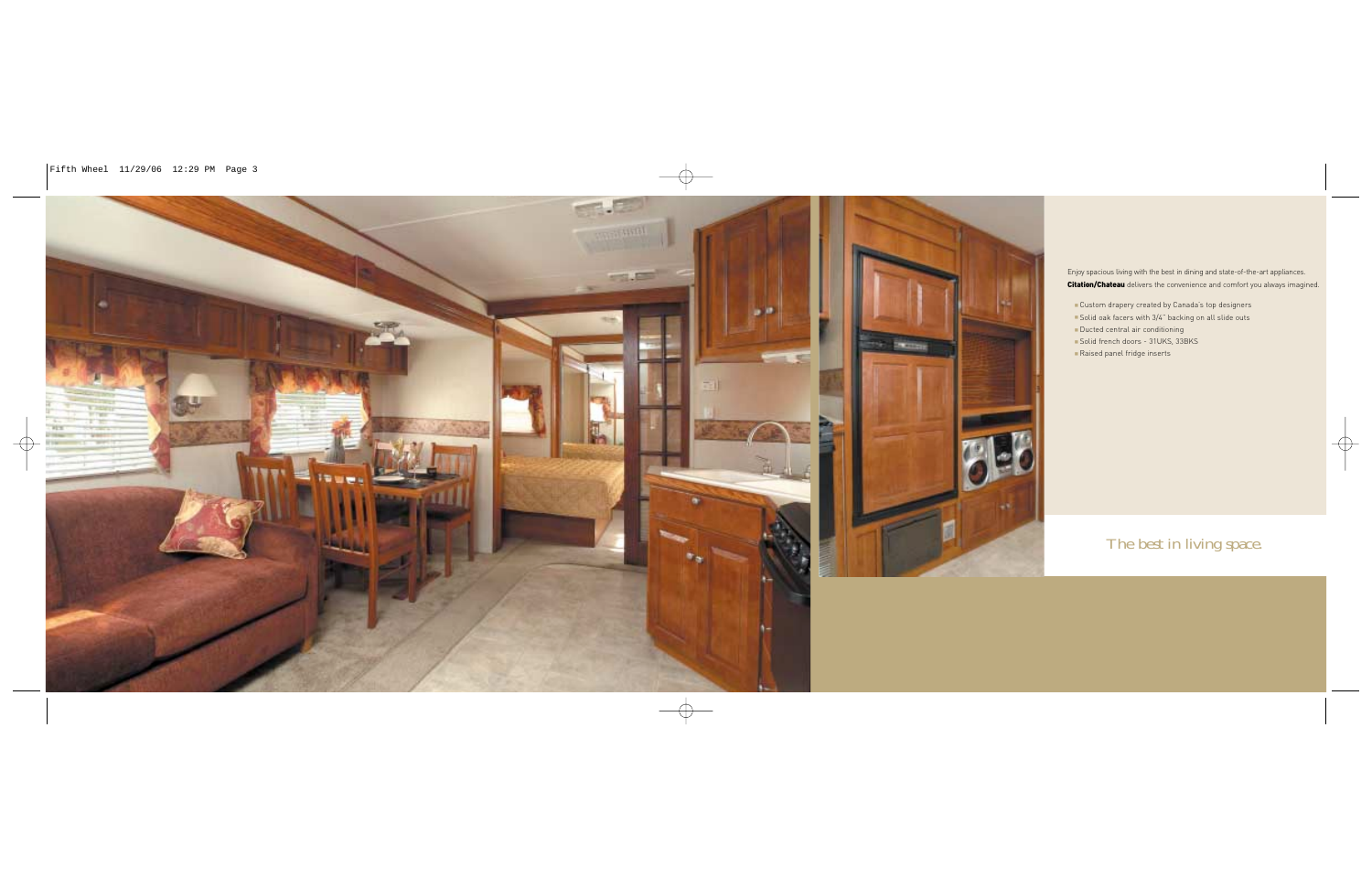Enjoy spacious living with the best in dining and state-of-the-art appliances. **Citation/Chateau** delivers the convenience and comfort you always imagined.

- Custom drapery created by Canada's top designers
- Solid oak facers with 3/4" backing on all slide outs
- Ducted central air conditioning
- Solid french doors - 31UKS, 33BKS
- Raised panel fridge inserts

*The best in living space.*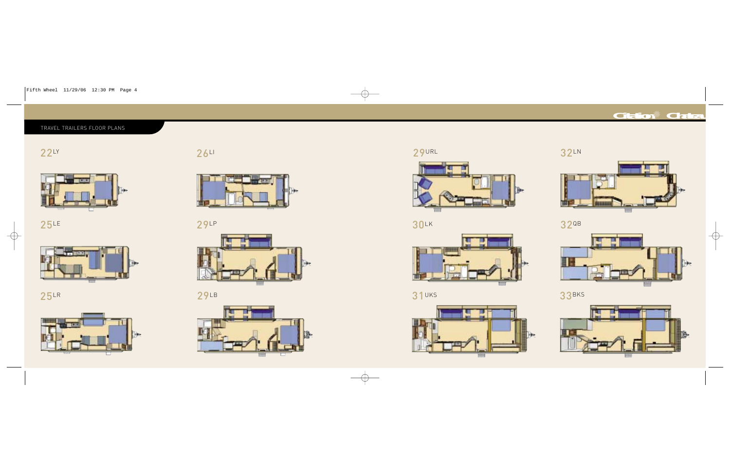## TRAVEL TRAILERS FLOOR PLANS

22LY

25LE

25LR

26LI

29LP

29LB

29URL

30LK

31UKS

32LN

32QB

33BKS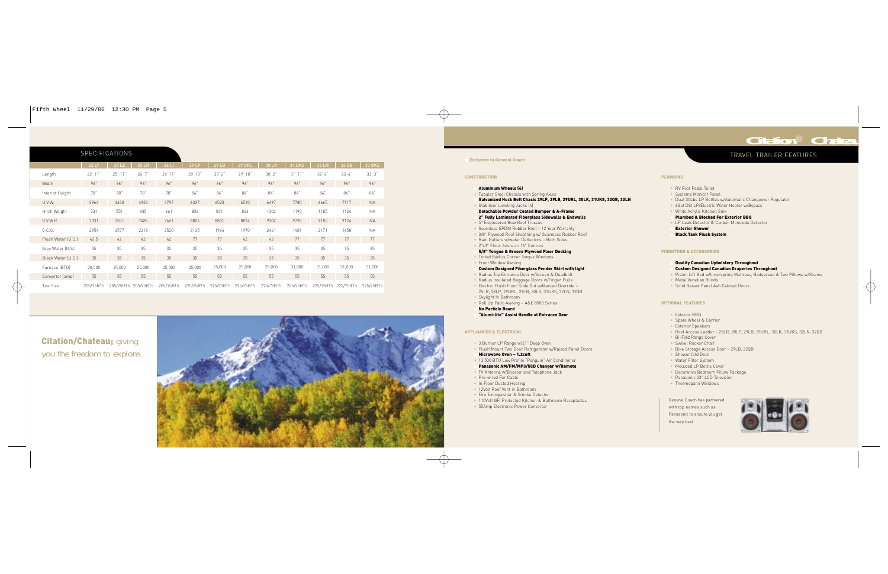## SPECIFICATIONS

| | 22 LY | 25 LE | 25 LR | 26 LI | 29 LP | 29 LB | 29 URL | 30 LK | 31 UKS | 32 LN | 32 QB | 33 BKS |
|---|---|---|---|---|---|---|---|---|---|---|---|---|
| Length | 22' 11" | 25' 11" | 26' 7" | 26' 11" | 28' 10" | 30' 2" | 29' 10" | 30' 2" | 31' 11" | 32' 6" | 33' 4" | 33' 3" |
| Width | 96" | 96" | 96" | 96" | 96" | 96" | 96" | 96" | 96" | 96" | 96" | 96" |
| Interior Height | 78" | 78" | 78" | 78" | 84" | 84" | 84" | 84" | 84" | 84" | 84" | 84" |
| U.V.W. | 3964 | 4630 | 4923 | 4797 | 6327 | 6523 | 6510 | 6497 | 7780 | 6665 | 7117 | NA |
| Hitch Weight | 331 | 551 | 485 | 661 | 806 | 831 | 824 | 1302 | 1190 | 1185 | 1124 | NA |
| G.V.W.R. | 7331 | 7551 | 7485 | 7661 | 8806 | 8831 | 8824 | 9302 | 9790 | 9185 | 9124 | NA |
| C.C.C. | 2954 | 2577 | 2218 | 2520 | 2135 | 1964 | 1970 | 2461 | 1481 | 2171 | 1658 | NA |
| Fresh Water (U.S.) | 43.5 | 42 | 42 | 42 | 77 | 77 | 42 | 42 | 77 | 77 | 77 | 77 |
| Grey Water (U.S.) | 35 | 35 | 35 | 35 | 35 | 35 | 35 | 35 | 35 | 35 | 35 | 35 |
| Black Water (U.S.) | 35 | 35 | 35 | 35 | 35 | 35 | 35 | 35 | 35 | 35 | 35 | 35 |
| Furnace (BTU) | 20,000 | 25,000 | 25,000 | 25,000 | 25,000 | 25,000 | 25,000 | 25,000 | 31,000 | 31,000 | 31,000 | 31,000 |
| Convertor (amp) | 55 | 55 | 55 | 55 | 55 | 55 | 55 | 55 | 55 | 55 | 55 | 55 |
| Tire Size | 205/75R15 | 205/75R15 | 205/75R15 | 205/75R15 | 225/75R15 | 225/75R15 | 225/75R15 | 225/75R15 | 225/75R15 | 225/75R15 | 225/75R15 | 225/75R15 |

**Citation/Chateau;** *giving you the freedom to explore.*

## TRAVEL TRAILER FEATURES

**Exclusive to General Coach**

### CONSTRUCTION

- **Aluminum Wheels (4)**
- Tubular Steel Chassis with Spring Axles
- **Galvanized Huck Bolt Chasis 29LP, 29LB, 29URL, 30LK, 31UKS, 32QB, 32LN**
- Stabilizer Leveling Jacks (4)
- **Detachable Powder Coated Bumper & A-Frame**
- **2" Fully Laminated Fiberglass Sidewalls & Endwalls**
- 5" Engineered Bow Roof Trusses
- Seamless EPDM Rubber Roof – 12 Year Warranty
- 3/8" Plywood Roof Sheathing w/ Seamless Rubber Roof
- Rain Gutters w/water Deflectors – Both Sides
- 2"x3" Floor Joists on 16" Centres
- **5/8" Tongue & Groove Plywood Floor Decking**
- Tinted Radius Corner Torque Windows
- Front Window Awning
- **Custom Designed Fiberglass Fender Skirt with light**
- Radius Top Entrance Door w/Screen & Deadbolt
- Radius Insulated Baggage Doors w/Finger Pulls
- Electric Flush Floor Slide Out w/Manual Override – 25LR, 28LP, 29URL, 29LB, 30LK, 31UKS, 32LN, 32QB
- Skylight In Bathroom
- Roll Up Patio Awning – A&E 8500 Series
- **No Particle Board**
- **"Alumi-lite" Assist Handle at Entrance Door**

### APPLIANCES & ELECTRICAL

- 3 Burner LP Range w/21" Deep Oven
- Flush Mount Two Door Refrigerator w/Raised Panel Doors
- **Microwave Oven – 1.2cuft**
- 13,500 BTU Low Profile "Penguin" Air Conditioner
- **Panasonic AM/FM/MP3/5CD Changer w/Remote**
- TV Antenna w/Booster and Telephone Jack
- Pre-wired For Cable
- In Floor Ducted Heating
- 12Volt Roof Vent in Bathroom
- Fire Extinguisher & Smoke Detector
- 110Volt GFI Protected Kitchen & Bathroom Receptacles
- 55Amp Electronic Power Converter

### PLUMBING

- RV Foot Pedal Toilet
- Systems Monitor Panel
- Dual 30Lbs LP Bottles w/Automatic Changeover Regulator
- 6Gal DSI LP/Electric Water Heater w/Bypass
- White Acrylic Kitchen Sink
- **Plumbed & Blocked For Exterior BBQ**
- LP Leak Detector & Carbon Monoxide Detector
- **Exterior Shower**
- **Black Tank Flush System**

### FURNITURE & ACCESSORIES

- **Quality Canadian Upholstery Throughout**
- **Custom Designed Canadian Draperies Throughout**
- Piston Lift Bed w/Innerspring Mattress, Bedspread & Two Pillows w/Shams
- Metal Venetian Blinds
- Solid Raised Panel Ash Cabinet Doors

### OPTIONAL FEATURES

- Exterior BBQ
- Spare Wheel & Carrier
- Exterior Speakers
- Roof Access Ladder – 25LR, 28LP, 29LB, 29URL, 30LK, 31UKS, 32LN, 32QB
- Bi-Fold Range Cover
- Swivel Rocker Chair
- Bike Storage Access Door – 29LB, 32QB
- Shower fold Door
- Water Filter System
- Moulded LP Bottle Cover
- Decorative Bedroom Pillow Package
- Panasonic 23" LCD Television
- Thermopane Windows

General Coach has partnered with top names such as Panasonic to ensure you get the very best.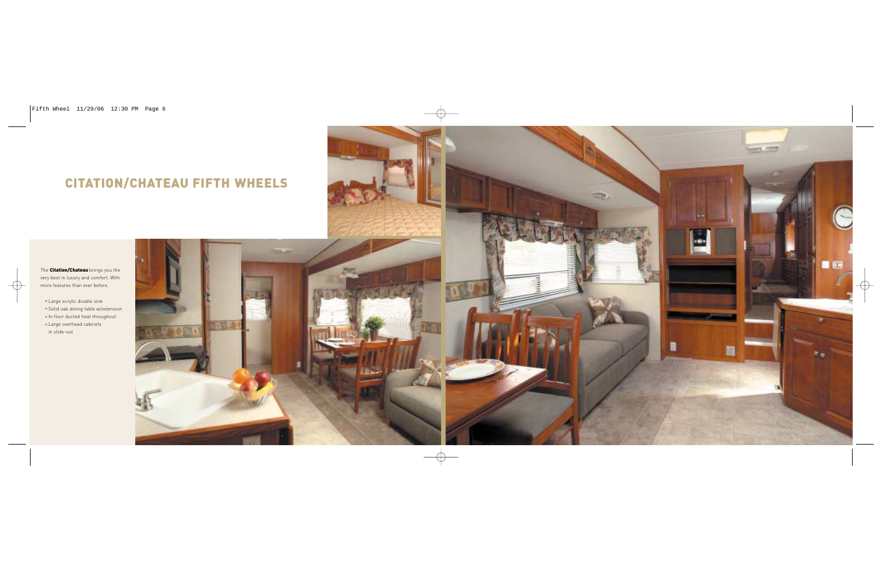# CITATION/CHATEAU FIFTH WHEELS

The **Citation/Chateau** brings you the very best in luxury and comfort. With more features than ever before.

- Large acrylic double sink
- Solid oak dining table w/extension
- In floor ducted heat throughout
- Large overhead cabinets in slide-out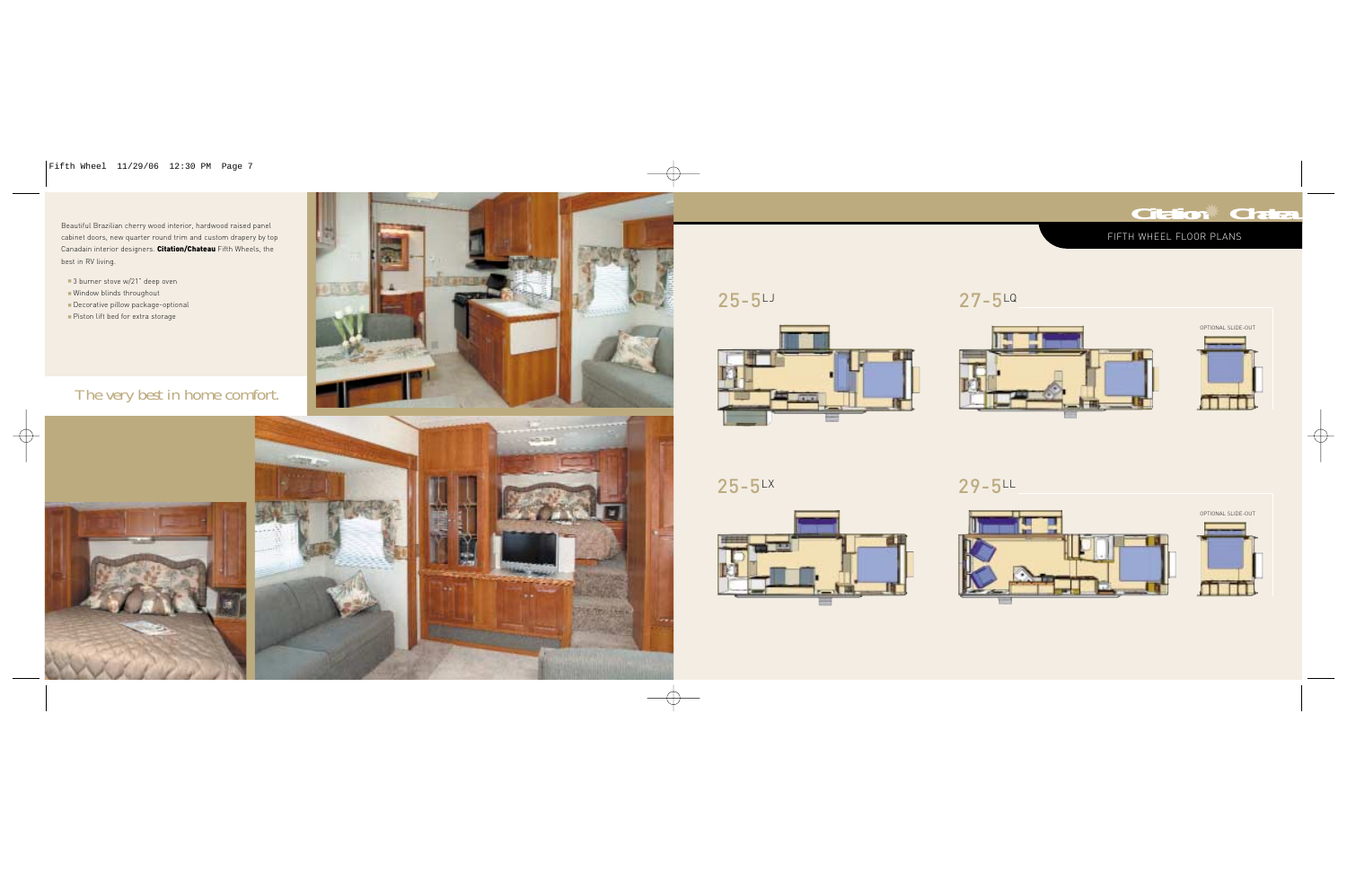Beautiful Brazilian cherry wood interior, hardwood raised panel cabinet doors, new quarter round trim and custom drapery by top Canadain interior designers. **Citation/Chateau** Fifth Wheels, the best in RV living.

- 3 burner stove w/21" deep oven
- Window blinds throughout
- Decorative pillow package-optional
- Piston lift bed for extra storage

*The very best in home comfort.*

## FIFTH WHEEL FLOOR PLANS

### 25-5LJ

### 27-5LQ

OPTIONAL SLIDE-OUT

### 25-5LX

### 29-5LL

OPTIONAL SLIDE-OUT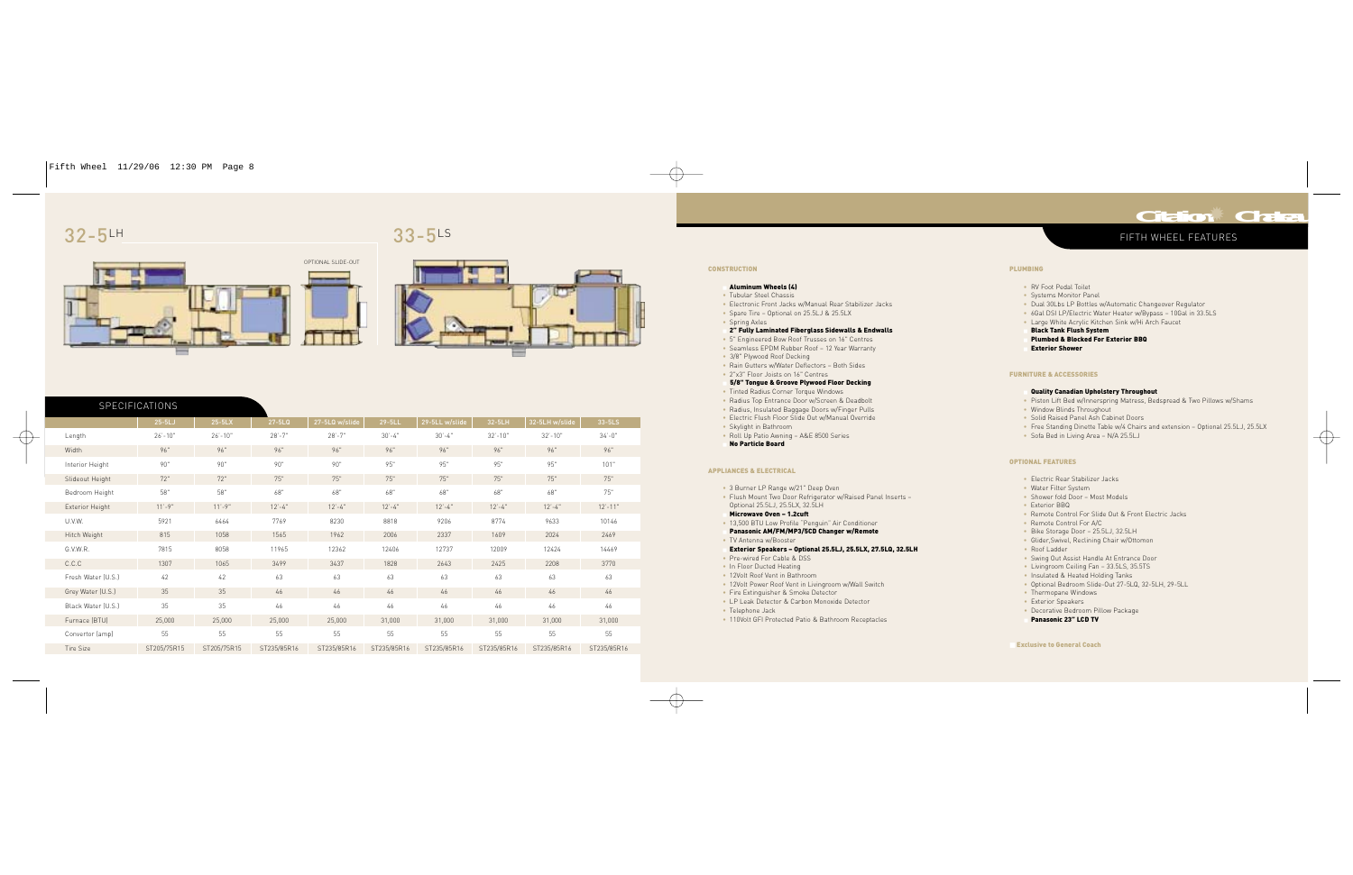## 32-5LH

OPTIONAL SLIDE-OUT

## 33-5LS

## SPECIFICATIONS

| | 25-5LJ | 25-5LX | 27-5LQ | 27-5LQ w/slide | 29-5LL | 29-5LL w/slide | 32-5LH | 32-5LH w/slide | 33-5LS |
|---|---|---|---|---|---|---|---|---|---|
| Length | 26'-10" | 26'-10" | 28'-7" | 28'-7" | 30'-4" | 30'-4" | 32'-10" | 32'-10" | 34'-0" |
| Width | 96" | 96" | 96" | 96" | 96" | 96" | 96" | 96" | 96" |
| Interior Height | 90" | 90" | 90" | 90" | 95" | 95" | 95" | 95" | 101" |
| Slideout Height | 72" | 72" | 75" | 75" | 75" | 75" | 75" | 75" | 75" |
| Bedroom Height | 58" | 58" | 68" | 68" | 68" | 68" | 68" | 68" | 75" |
| Exterior Height | 11'-9" | 11'-9" | 12'-4" | 12'-4" | 12'-4" | 12'-4" | 12'-4" | 12'-4" | 12'-11" |
| U.V.W. | 5921 | 6464 | 7769 | 8230 | 8818 | 9206 | 8774 | 9633 | 10146 |
| Hitch Weight | 815 | 1058 | 1565 | 1962 | 2006 | 2337 | 1609 | 2024 | 2469 |
| G.V.W.R. | 7815 | 8058 | 11965 | 12362 | 12406 | 12737 | 12009 | 12424 | 14469 |
| C.C.C | 1307 | 1065 | 3499 | 3437 | 1828 | 2643 | 2425 | 2208 | 3770 |
| Fresh Water (U.S.) | 42 | 42 | 63 | 63 | 63 | 63 | 63 | 63 | 63 |
| Grey Water (U.S.) | 35 | 35 | 46 | 46 | 46 | 46 | 46 | 46 | 46 |
| Black Water (U.S.) | 35 | 35 | 46 | 46 | 46 | 46 | 46 | 46 | 46 |
| Furnace (BTU) | 25,000 | 25,000 | 25,000 | 25,000 | 31,000 | 31,000 | 31,000 | 31,000 | 31,000 |
| Convertor (amp) | 55 | 55 | 55 | 55 | 55 | 55 | 55 | 55 | 55 |
| Tire Size | ST205/75R15 | ST205/75R15 | ST235/85R16 | ST235/85R16 | ST235/85R16 | ST235/85R16 | ST235/85R16 | ST235/85R16 | ST235/85R16 |

Citation Chelsea

## FIFTH WHEEL FEATURES

### CONSTRUCTION

- **Aluminum Wheels (4)**
- Tubular Steel Chassis
- Electronic Front Jacks w/Manual Rear Stabilizer Jacks
- Spare Tire – Optional on 25.5LJ & 25.5LX
- Spring Axles
- **2" Fully Laminated Fiberglass Sidewalls & Endwalls**
- 5" Engineered Bow Roof Trusses on 16" Centres
- Seamless EPDM Rubber Roof – 12 Year Warranty
- 3/8" Plywood Roof Decking
- Rain Gutters w/Water Deflectors – Both Sides
- 2"x3" Floor Joists on 16" Centres
- **5/8" Tongue & Groove Plywood Floor Decking**
- Tinted Radius Corner Torque Windows
- Radius Top Entrance Door w/Screen & Deadbolt
- Radius, Insulated Baggage Doors w/Finger Pulls
- Electric Flush Floor Slide Out w/Manual Override
- Skylight in Bathroom
- Roll Up Patio Awning – A&E 8500 Series
- **No Particle Board**

### APPLIANCES & ELECTRICAL

- 3 Burner LP Range w/21" Deep Oven
- Flush Mount Two Door Refrigerator w/Raised Panel Inserts – Optional 25.5LJ, 25.5LX, 32.5LH
- **Microwave Oven – 1.2cuft**
- 13,500 BTU Low Profile "Penguin" Air Conditioner
- **Panasonic AM/FM/MP3/5CD Changer w/Remote**
- TV Antenna w/Booster
- **Exterior Speakers – Optional 25.5LJ, 25.5LX, 27.5LQ, 32.5LH**
- Pre-wired For Cable & DSS
- In Floor Ducted Heating
- 12Volt Roof Vent in Bathroom
- 12Volt Power Roof Vent in Livingroom w/Wall Switch
- Fire Extinguisher & Smoke Detector
- LP Leak Detector & Carbon Monoxide Detector
- Telephone Jack
- 110Volt GFI Protected Patio & Bathroom Receptacles

### PLUMBING

- RV Foot Pedal Toilet
- Systems Monitor Panel
- Dual 30Lbs LP Bottles w/Automatic Changeover Regulator
- 6Gal DSI LP/Electric Water Heater w/Bypass – 10Gal in 33.5LS
- Large White Acrylic Kitchen Sink w/Hi Arch Faucet
- **Black Tank Flush System**
- **Plumbed & Blocked For Exterior BBQ**
- **Exterior Shower**

### FURNITURE & ACCESSORIES

- **Quality Canadian Upholstery Throughout**
- Piston Lift Bed w/Innerspring Matress, Bedspread & Two Pillows w/Shams
- Window Blinds Throughout
- Solid Raised Panel Ash Cabinet Doors
- Free Standing Dinette Table w/4 Chairs and extension – Optional 25.5LJ, 25.5LX
- Sofa Bed in Living Area – N/A 25.5LJ

### OPTIONAL FEATURES

- Electric Rear Stabilizer Jacks
- Water Filter System
- Shower fold Door – Most Models
- Exterior BBQ
- Remote Control For Slide Out & Front Electric Jacks
- Remote Control For A/C
- Bike Storage Door – 25.5LJ, 32.5LH
- Glider,Swivel, Reclining Chair w/Ottomon
- Roof Ladder
- Swing Out Assist Handle At Entrance Door
- Livingroom Ceiling Fan – 33.5LS, 35.5TS
- Insulated & Heated Holding Tanks
- Optional Bedroom Slide-Out 27-5LQ, 32-5LH, 29-5LL
- Thermopane Windows
- Exterior Speakers
- Decorative Bedroom Pillow Package
- **Panasonic 23" LCD TV**

**Exclusive to General Coach**